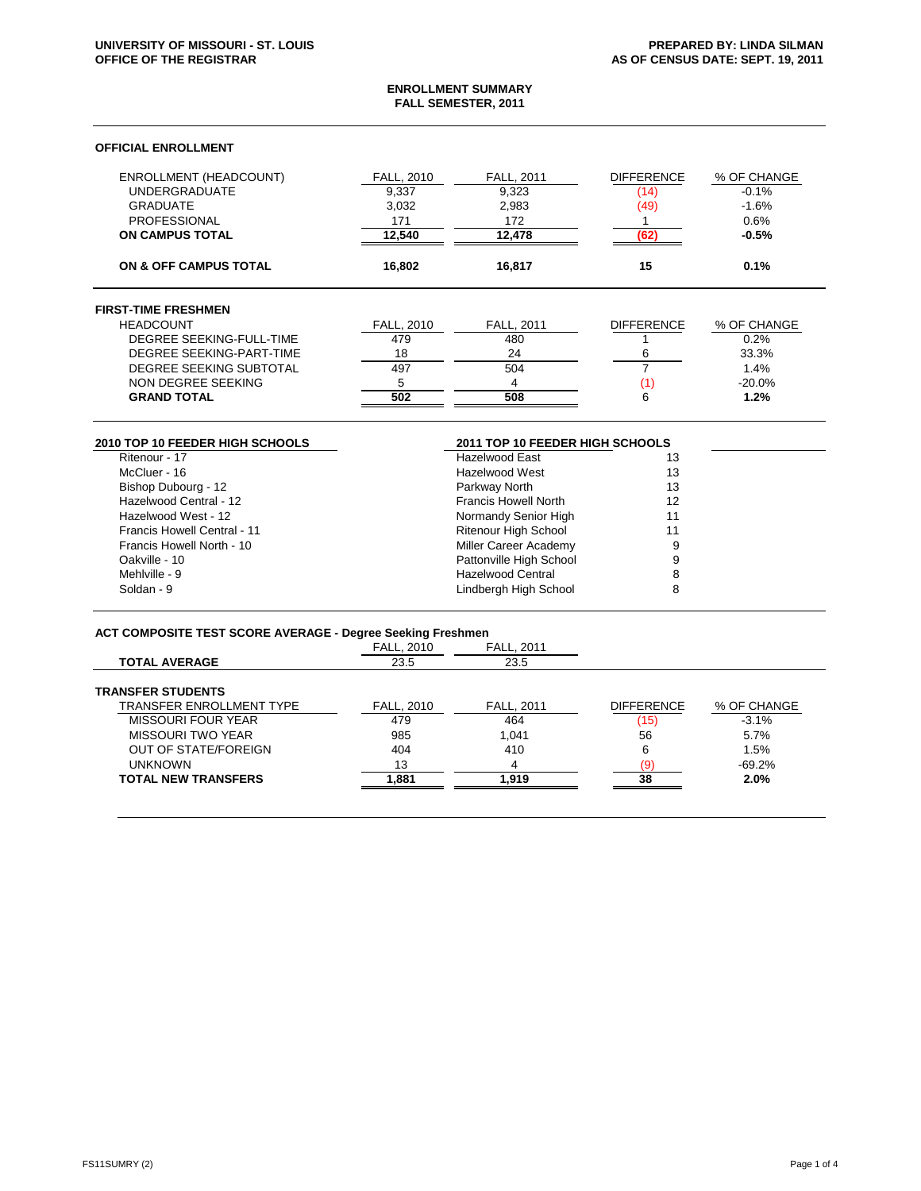UNIVERSITY OF MISSOURI - ST. LOUIS
OFFICE OF THE REGISTRAR

PREPARED BY: LINDA SILMAN
AS OF CENSUS DATE: SEPT. 19, 2011

# ENROLLMENT SUMMARY
## FALL SEMESTER, 2011

### OFFICIAL ENROLLMENT

| ENROLLMENT (HEADCOUNT) | FALL, 2010 | FALL, 2011 | DIFFERENCE | % OF CHANGE |
|---|---|---|---|---|
| UNDERGRADUATE | 9,337 | 9,323 | (14) | -0.1% |
| GRADUATE | 3,032 | 2,983 | (49) | -1.6% |
| PROFESSIONAL | 171 | 172 | 1 | 0.6% |
| **ON CAMPUS TOTAL** | **12,540** | **12,478** | **(62)** | **-0.5%** |
| **ON & OFF CAMPUS TOTAL** | **16,802** | **16,817** | **15** | **0.1%** |

### FIRST-TIME FRESHMEN

| HEADCOUNT | FALL, 2010 | FALL, 2011 | DIFFERENCE | % OF CHANGE |
|---|---|---|---|---|
| DEGREE SEEKING-FULL-TIME | 479 | 480 | 1 | 0.2% |
| DEGREE SEEKING-PART-TIME | 18 | 24 | 6 | 33.3% |
| DEGREE SEEKING SUBTOTAL | 497 | 504 | 7 | 1.4% |
| NON DEGREE SEEKING | 5 | 4 | (1) | -20.0% |
| **GRAND TOTAL** | **502** | **508** | 6 | **1.2%** |

| 2010 TOP 10 FEEDER HIGH SCHOOLS | 2011 TOP 10 FEEDER HIGH SCHOOLS | |
|---|---|---|
| Ritenour - 17 | Hazelwood East | 13 |
| McCluer - 16 | Hazelwood West | 13 |
| Bishop Dubourg - 12 | Parkway North | 13 |
| Hazelwood Central - 12 | Francis Howell North | 12 |
| Hazelwood West - 12 | Normandy Senior High | 11 |
| Francis Howell Central - 11 | Ritenour High School | 11 |
| Francis Howell North - 10 | Miller Career Academy | 9 |
| Oakville - 10 | Pattonville High School | 9 |
| Mehlville - 9 | Hazelwood Central | 8 |
| Soldan - 9 | Lindbergh High School | 8 |

### ACT COMPOSITE TEST SCORE AVERAGE - Degree Seeking Freshmen

| | FALL, 2010 | FALL, 2011 |
|---|---|---|
| **TOTAL AVERAGE** | 23.5 | 23.5 |

### TRANSFER STUDENTS

| TRANSFER ENROLLMENT TYPE | FALL, 2010 | FALL, 2011 | DIFFERENCE | % OF CHANGE |
|---|---|---|---|---|
| MISSOURI FOUR YEAR | 479 | 464 | (15) | -3.1% |
| MISSOURI TWO YEAR | 985 | 1,041 | 56 | 5.7% |
| OUT OF STATE/FOREIGN | 404 | 410 | 6 | 1.5% |
| UNKNOWN | 13 | 4 | (9) | -69.2% |
| **TOTAL NEW TRANSFERS** | **1,881** | **1,919** | **38** | **2.0%** |

FS11SUMRY (2)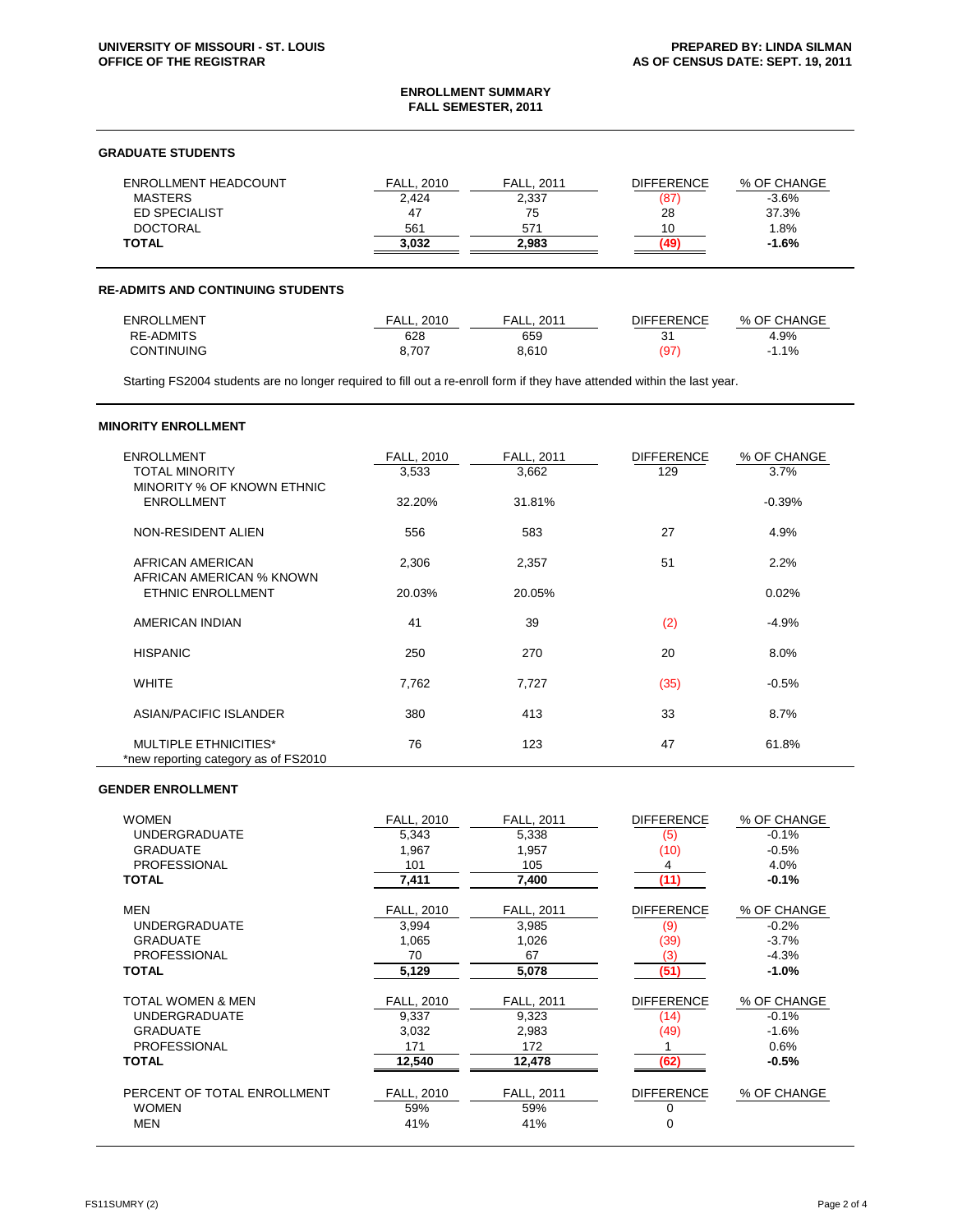UNIVERSITY OF MISSOURI - ST. LOUIS
OFFICE OF THE REGISTRAR

PREPARED BY: LINDA SILMAN
AS OF CENSUS DATE: SEPT. 19, 2011

## ENROLLMENT SUMMARY
## FALL SEMESTER, 2011

### GRADUATE STUDENTS

| ENROLLMENT HEADCOUNT | FALL, 2010 | FALL, 2011 | DIFFERENCE | % OF CHANGE |
|---|---|---|---|---|
| MASTERS | 2,424 | 2,337 | (87) | -3.6% |
| ED SPECIALIST | 47 | 75 | 28 | 37.3% |
| DOCTORAL | 561 | 571 | 10 | 1.8% |
| **TOTAL** | **3,032** | **2,983** | **(49)** | **-1.6%** |

### RE-ADMITS AND CONTINUING STUDENTS

| ENROLLMENT | FALL, 2010 | FALL, 2011 | DIFFERENCE | % OF CHANGE |
|---|---|---|---|---|
| RE-ADMITS | 628 | 659 | 31 | 4.9% |
| CONTINUING | 8,707 | 8,610 | (97) | -1.1% |

Starting FS2004 students are no longer required to fill out a re-enroll form if they have attended within the last year.

### MINORITY ENROLLMENT

| ENROLLMENT | FALL, 2010 | FALL, 2011 | DIFFERENCE | % OF CHANGE |
|---|---|---|---|---|
| TOTAL MINORITY | 3,533 | 3,662 | 129 | 3.7% |
| MINORITY % OF KNOWN ETHNIC ENROLLMENT | 32.20% | 31.81% | | -0.39% |
| NON-RESIDENT ALIEN | 556 | 583 | 27 | 4.9% |
| AFRICAN AMERICAN | 2,306 | 2,357 | 51 | 2.2% |
| AFRICAN AMERICAN % KNOWN ETHNIC ENROLLMENT | 20.03% | 20.05% | | 0.02% |
| AMERICAN INDIAN | 41 | 39 | (2) | -4.9% |
| HISPANIC | 250 | 270 | 20 | 8.0% |
| WHITE | 7,762 | 7,727 | (35) | -0.5% |
| ASIAN/PACIFIC ISLANDER | 380 | 413 | 33 | 8.7% |
| MULTIPLE ETHNICITIES* | 76 | 123 | 47 | 61.8% |

*new reporting category as of FS2010

### GENDER ENROLLMENT

| WOMEN | FALL, 2010 | FALL, 2011 | DIFFERENCE | % OF CHANGE |
|---|---|---|---|---|
| UNDERGRADUATE | 5,343 | 5,338 | (5) | -0.1% |
| GRADUATE | 1,967 | 1,957 | (10) | -0.5% |
| PROFESSIONAL | 101 | 105 | 4 | 4.0% |
| **TOTAL** | **7,411** | **7,400** | **(11)** | **-0.1%** |

| MEN | FALL, 2010 | FALL, 2011 | DIFFERENCE | % OF CHANGE |
|---|---|---|---|---|
| UNDERGRADUATE | 3,994 | 3,985 | (9) | -0.2% |
| GRADUATE | 1,065 | 1,026 | (39) | -3.7% |
| PROFESSIONAL | 70 | 67 | (3) | -4.3% |
| **TOTAL** | **5,129** | **5,078** | **(51)** | **-1.0%** |

| TOTAL WOMEN & MEN | FALL, 2010 | FALL, 2011 | DIFFERENCE | % OF CHANGE |
|---|---|---|---|---|
| UNDERGRADUATE | 9,337 | 9,323 | (14) | -0.1% |
| GRADUATE | 3,032 | 2,983 | (49) | -1.6% |
| PROFESSIONAL | 171 | 172 | 1 | 0.6% |
| **TOTAL** | **12,540** | **12,478** | **(62)** | **-0.5%** |

| PERCENT OF TOTAL ENROLLMENT | FALL, 2010 | FALL, 2011 | DIFFERENCE | % OF CHANGE |
|---|---|---|---|---|
| WOMEN | 59% | 59% | 0 | |
| MEN | 41% | 41% | 0 | |

FS11SUMRY (2)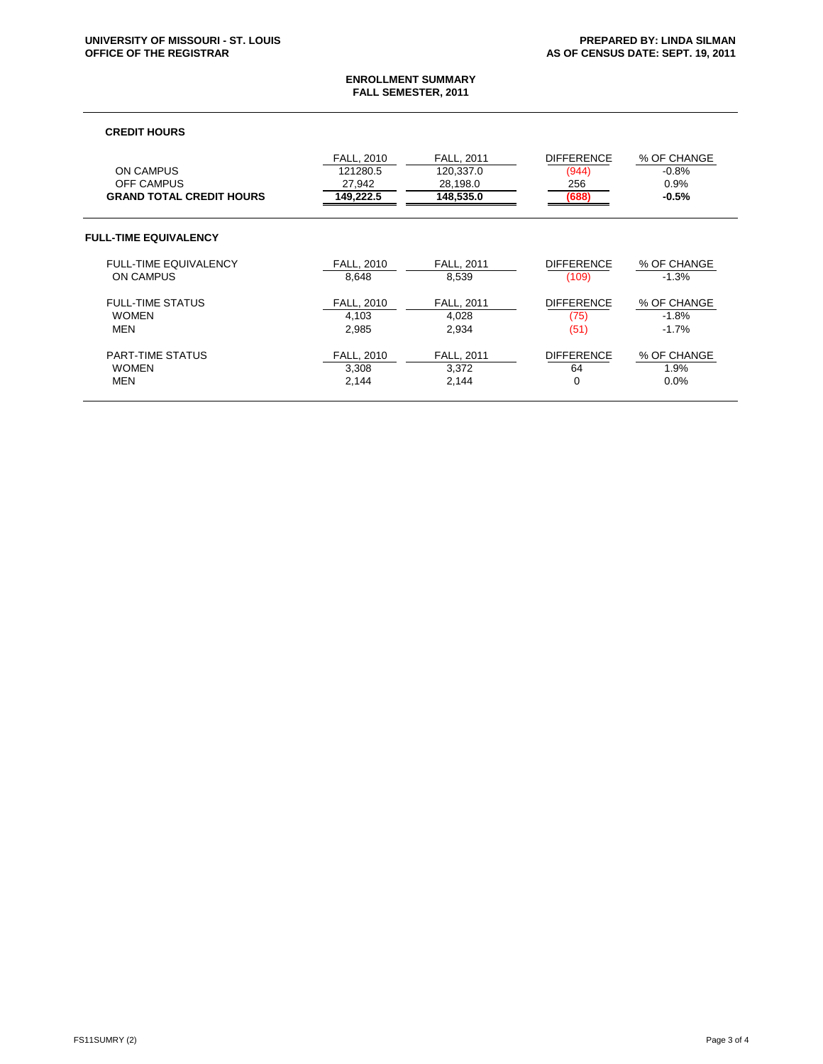**UNIVERSITY OF MISSOURI - ST. LOUIS**
**OFFICE OF THE REGISTRAR**

**PREPARED BY: LINDA SILMAN**
**AS OF CENSUS DATE: SEPT. 19, 2011**

## ENROLLMENT SUMMARY
## FALL SEMESTER, 2011

### CREDIT HOURS

| | FALL, 2010 | FALL, 2011 | DIFFERENCE | % OF CHANGE |
|---|---|---|---|---|
| ON CAMPUS | 121280.5 | 120,337.0 | (944) | -0.8% |
| OFF CAMPUS | 27,942 | 28,198.0 | 256 | 0.9% |
| **GRAND TOTAL CREDIT HOURS** | **149,222.5** | **148,535.0** | **(688)** | **-0.5%** |

### FULL-TIME EQUIVALENCY

| FULL-TIME EQUIVALENCY | FALL, 2010 | FALL, 2011 | DIFFERENCE | % OF CHANGE |
|---|---|---|---|---|
| ON CAMPUS | 8,648 | 8,539 | (109) | -1.3% |

| FULL-TIME STATUS | FALL, 2010 | FALL, 2011 | DIFFERENCE | % OF CHANGE |
|---|---|---|---|---|
| WOMEN | 4,103 | 4,028 | (75) | -1.8% |
| MEN | 2,985 | 2,934 | (51) | -1.7% |

| PART-TIME STATUS | FALL, 2010 | FALL, 2011 | DIFFERENCE | % OF CHANGE |
|---|---|---|---|---|
| WOMEN | 3,308 | 3,372 | 64 | 1.9% |
| MEN | 2,144 | 2,144 | 0 | 0.0% |

FS11SUMRY (2)